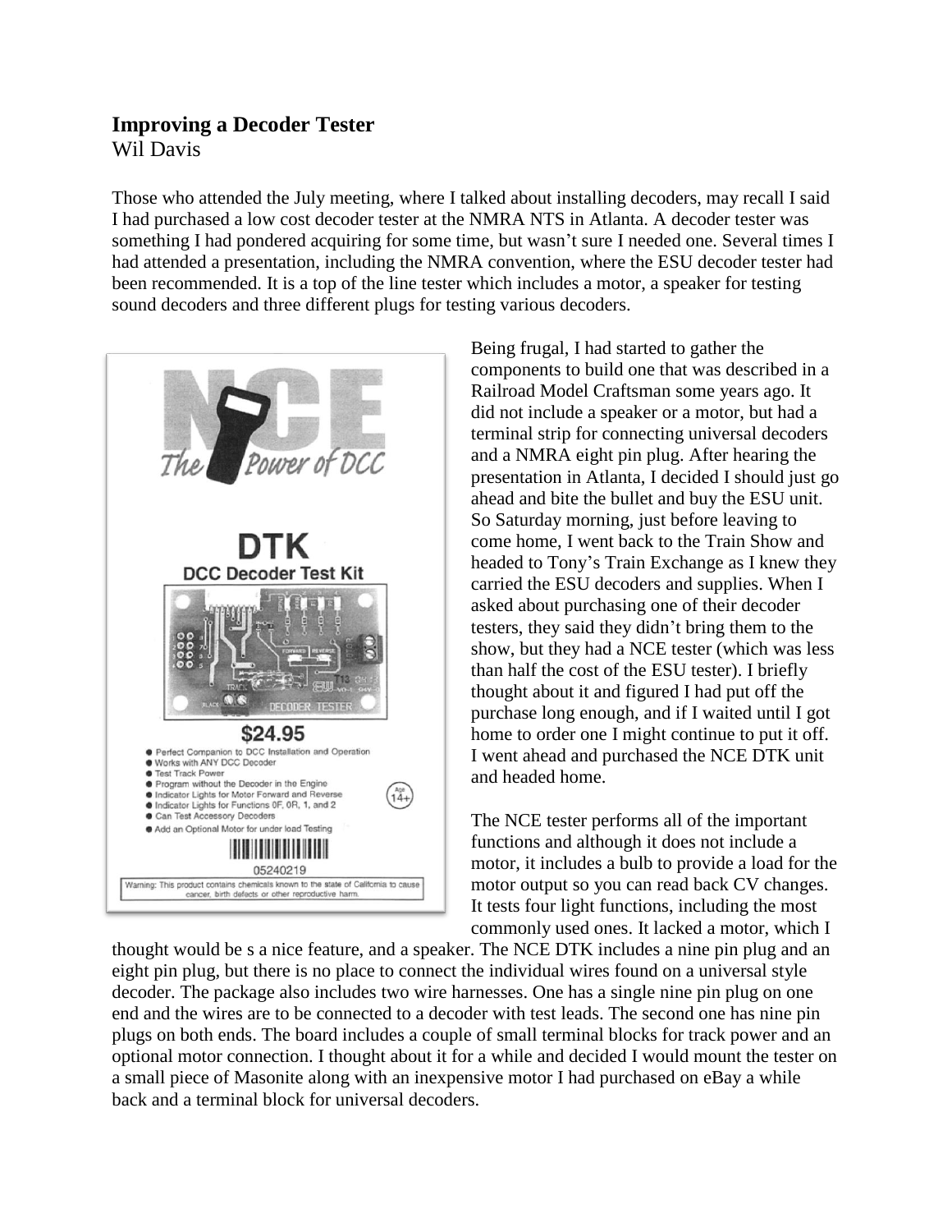## Improving a Decoder Tester

Wil Davis

Those who attended the July meeting, where I talked about installing decoders, may recall I said I had purchased a low cost decoder tester at the NMRA NTS in Atlanta. A decoder tester was something I had pondered acquiring for some time, but wasn't sure I needed one. Several times I had attended a presentation, including the NMRA convention, where the ESU decoder tester had been recommended. It is a top of the line tester which includes a motor, a speaker for testing sound decoders and three different plugs for testing various decoders.

Being frugal, I had started to gather the components to build one that was described in a Railroad Model Craftsman some years ago. It did not include a speaker or a motor, but had a terminal strip for connecting universal decoders and a NMRA eight pin plug. After hearing the presentation in Atlanta, I decided I should just go ahead and bite the bullet and buy the ESU unit. So Saturday morning, just before leaving to come home, I went back to the Train Show and headed to Tony's Train Exchange as I knew they carried the ESU decoders and supplies. When I asked about purchasing one of their decoder testers, they said they didn't bring them to the show, but they had a NCE tester (which was less than half the cost of the ESU tester). I briefly thought about it and figured I had put off the purchase long enough, and if I waited until I got home to order one I might continue to put it off. I went ahead and purchased the NCE DTK unit and headed home.

The NCE tester performs all of the important functions and although it does not include a motor, it includes a bulb to provide a load for the motor output so you can read back CV changes. It tests four light functions, including the most commonly used ones. It lacked a motor, which I thought would be s a nice feature, and a speaker. The NCE DTK includes a nine pin plug and an eight pin plug, but there is no place to connect the individual wires found on a universal style decoder. The package also includes two wire harnesses. One has a single nine pin plug on one end and the wires are to be connected to a decoder with test leads. The second one has nine pin plugs on both ends. The board includes a couple of small terminal blocks for track power and an optional motor connection. I thought about it for a while and decided I would mount the tester on a small piece of Masonite along with an inexpensive motor I had purchased on eBay a while back and a terminal block for universal decoders.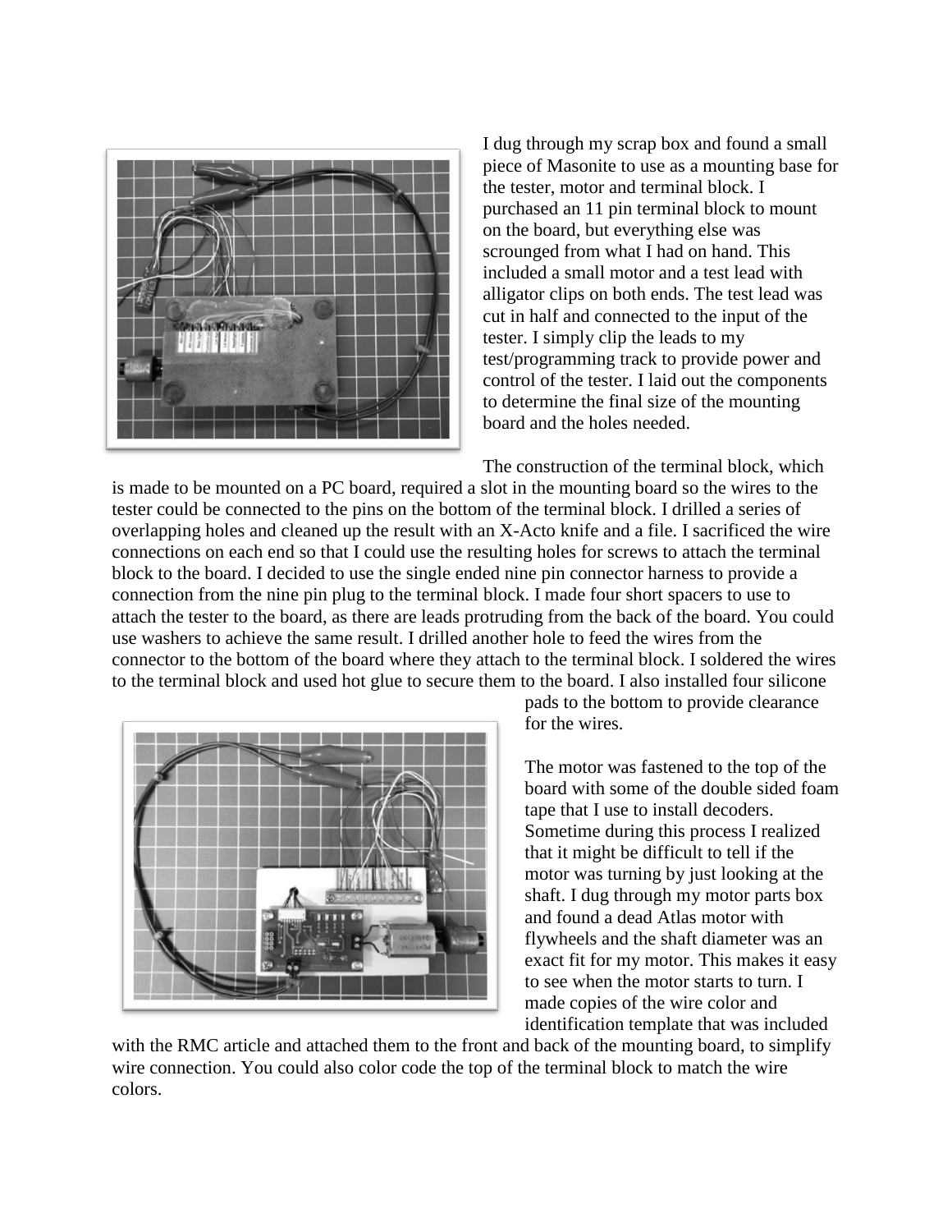I dug through my scrap box and found a small piece of Masonite to use as a mounting base for the tester, motor and terminal block. I purchased an 11 pin terminal block to mount on the board, but everything else was scrounged from what I had on hand. This included a small motor and a test lead with alligator clips on both ends. The test lead was cut in half and connected to the input of the tester. I simply clip the leads to my test/programming track to provide power and control of the tester. I laid out the components to determine the final size of the mounting board and the holes needed.

The construction of the terminal block, which is made to be mounted on a PC board, required a slot in the mounting board so the wires to the tester could be connected to the pins on the bottom of the terminal block. I drilled a series of overlapping holes and cleaned up the result with an X-Acto knife and a file. I sacrificed the wire connections on each end so that I could use the resulting holes for screws to attach the terminal block to the board. I decided to use the single ended nine pin connector harness to provide a connection from the nine pin plug to the terminal block. I made four short spacers to use to attach the tester to the board, as there are leads protruding from the back of the board. You could use washers to achieve the same result. I drilled another hole to feed the wires from the connector to the bottom of the board where they attach to the terminal block. I soldered the wires to the terminal block and used hot glue to secure them to the board. I also installed four silicone pads to the bottom to provide clearance for the wires.

The motor was fastened to the top of the board with some of the double sided foam tape that I use to install decoders. Sometime during this process I realized that it might be difficult to tell if the motor was turning by just looking at the shaft. I dug through my motor parts box and found a dead Atlas motor with flywheels and the shaft diameter was an exact fit for my motor. This makes it easy to see when the motor starts to turn. I made copies of the wire color and identification template that was included with the RMC article and attached them to the front and back of the mounting board, to simplify wire connection. You could also color code the top of the terminal block to match the wire colors.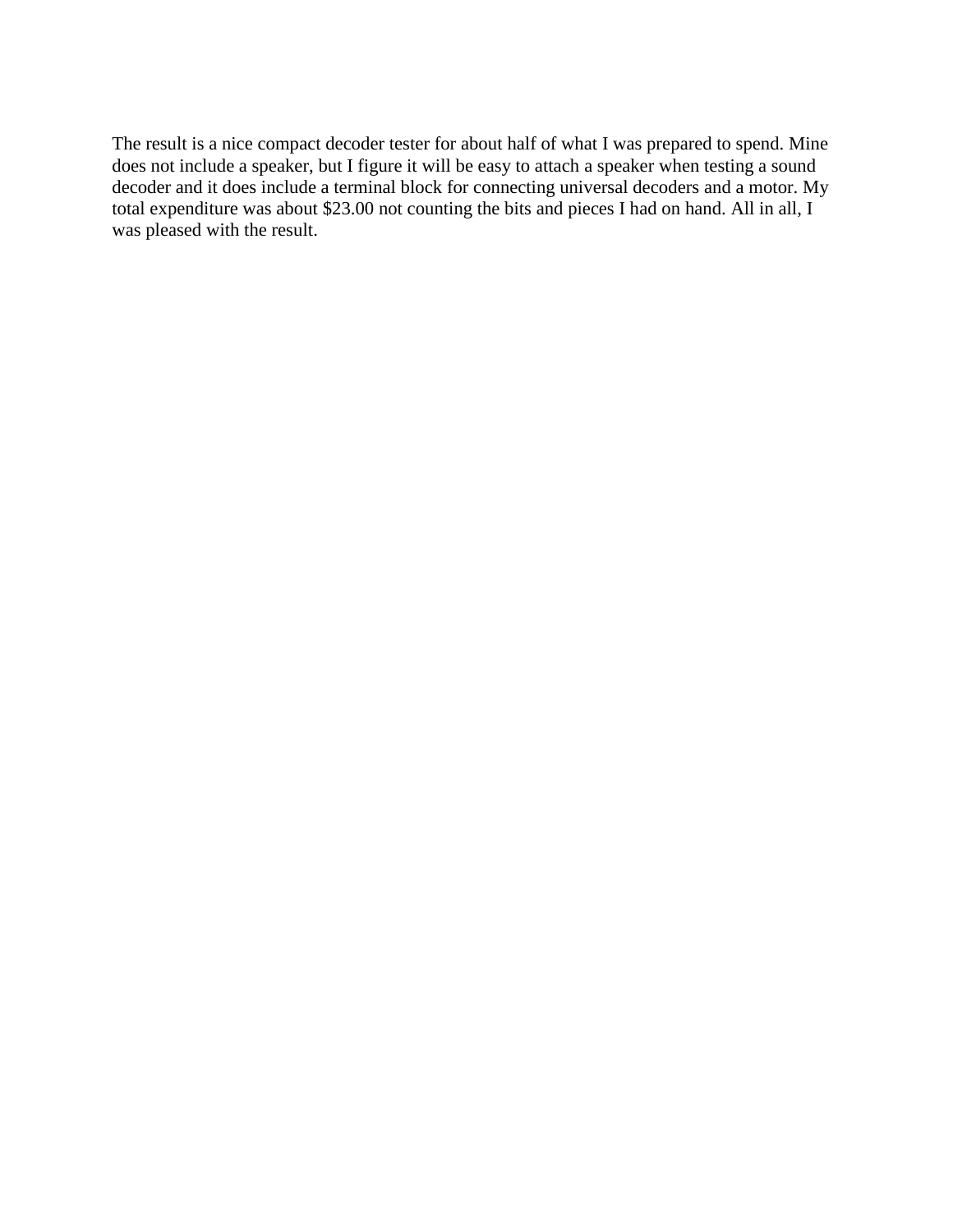The result is a nice compact decoder tester for about half of what I was prepared to spend. Mine does not include a speaker, but I figure it will be easy to attach a speaker when testing a sound decoder and it does include a terminal block for connecting universal decoders and a motor. My total expenditure was about $23.00 not counting the bits and pieces I had on hand. All in all, I was pleased with the result.